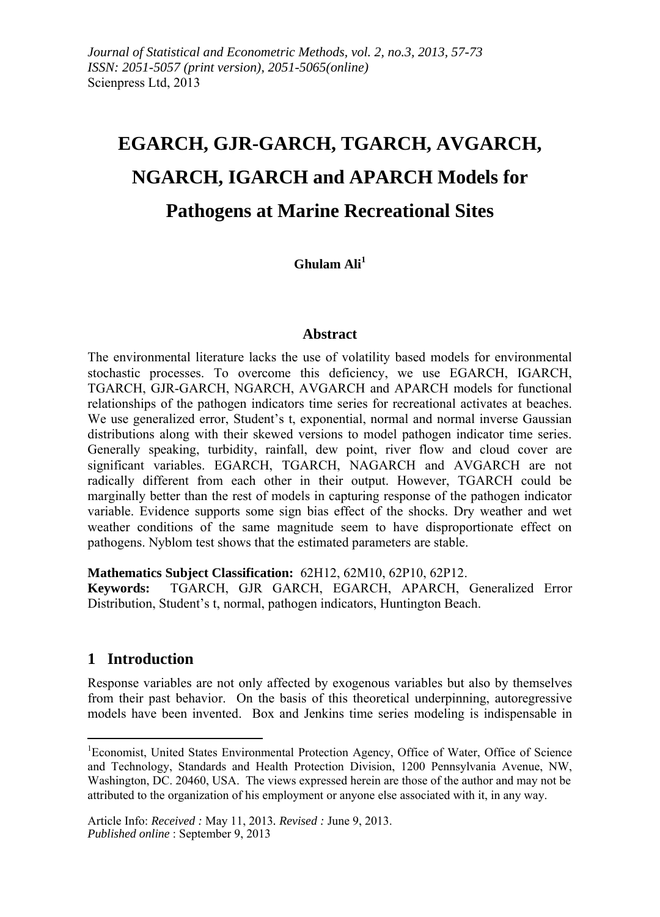*Journal of Statistical and Econometric Methods, vol. 2, no.3, 2013, 57-73*
*ISSN: 2051-5057 (print version), 2051-5065(online)*
Scienpress Ltd, 2013

# EGARCH, GJR-GARCH, TGARCH, AVGARCH, NGARCH, IGARCH and APARCH Models for Pathogens at Marine Recreational Sites

**Ghulam Ali**[1]

## Abstract

The environmental literature lacks the use of volatility based models for environmental stochastic processes. To overcome this deficiency, we use EGARCH, IGARCH, TGARCH, GJR-GARCH, NGARCH, AVGARCH and APARCH models for functional relationships of the pathogen indicators time series for recreational activates at beaches. We use generalized error, Student's t, exponential, normal and normal inverse Gaussian distributions along with their skewed versions to model pathogen indicator time series. Generally speaking, turbidity, rainfall, dew point, river flow and cloud cover are significant variables. EGARCH, TGARCH, NAGARCH and AVGARCH are not radically different from each other in their output. However, TGARCH could be marginally better than the rest of models in capturing response of the pathogen indicator variable. Evidence supports some sign bias effect of the shocks. Dry weather and wet weather conditions of the same magnitude seem to have disproportionate effect on pathogens. Nyblom test shows that the estimated parameters are stable.

**Mathematics Subject Classification:** 62H12, 62M10, 62P10, 62P12.
**Keywords:** TGARCH, GJR GARCH, EGARCH, APARCH, Generalized Error Distribution, Student's t, normal, pathogen indicators, Huntington Beach.

## 1 Introduction

Response variables are not only affected by exogenous variables but also by themselves from their past behavior. On the basis of this theoretical underpinning, autoregressive models have been invented. Box and Jenkins time series modeling is indispensable in

---

[1] Economist, United States Environmental Protection Agency, Office of Water, Office of Science and Technology, Standards and Health Protection Division, 1200 Pennsylvania Avenue, NW, Washington, DC. 20460, USA. The views expressed herein are those of the author and may not be attributed to the organization of his employment or anyone else associated with it, in any way.

Article Info: *Received :* May 11, 2013. *Revised :* June 9, 2013.
*Published online* : September 9, 2013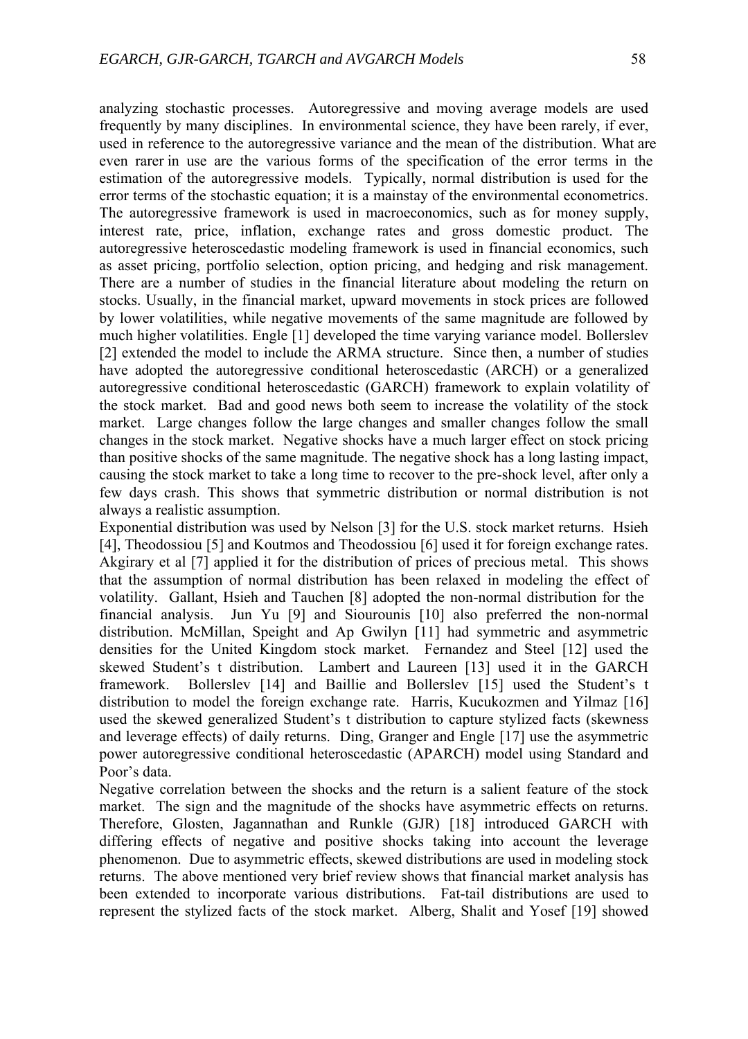analyzing stochastic processes. Autoregressive and moving average models are used frequently by many disciplines. In environmental science, they have been rarely, if ever, used in reference to the autoregressive variance and the mean of the distribution. What are even rarer in use are the various forms of the specification of the error terms in the estimation of the autoregressive models. Typically, normal distribution is used for the error terms of the stochastic equation; it is a mainstay of the environmental econometrics. The autoregressive framework is used in macroeconomics, such as for money supply, interest rate, price, inflation, exchange rates and gross domestic product. The autoregressive heteroscedastic modeling framework is used in financial economics, such as asset pricing, portfolio selection, option pricing, and hedging and risk management. There are a number of studies in the financial literature about modeling the return on stocks. Usually, in the financial market, upward movements in stock prices are followed by lower volatilities, while negative movements of the same magnitude are followed by much higher volatilities. Engle [1] developed the time varying variance model. Bollerslev [2] extended the model to include the ARMA structure. Since then, a number of studies have adopted the autoregressive conditional heteroscedastic (ARCH) or a generalized autoregressive conditional heteroscedastic (GARCH) framework to explain volatility of the stock market. Bad and good news both seem to increase the volatility of the stock market. Large changes follow the large changes and smaller changes follow the small changes in the stock market. Negative shocks have a much larger effect on stock pricing than positive shocks of the same magnitude. The negative shock has a long lasting impact, causing the stock market to take a long time to recover to the pre-shock level, after only a few days crash. This shows that symmetric distribution or normal distribution is not always a realistic assumption.

Exponential distribution was used by Nelson [3] for the U.S. stock market returns. Hsieh [4], Theodossiou [5] and Koutmos and Theodossiou [6] used it for foreign exchange rates. Akgirary et al [7] applied it for the distribution of prices of precious metal. This shows that the assumption of normal distribution has been relaxed in modeling the effect of volatility. Gallant, Hsieh and Tauchen [8] adopted the non-normal distribution for the financial analysis. Jun Yu [9] and Siourounis [10] also preferred the non-normal distribution. McMillan, Speight and Ap Gwilyn [11] had symmetric and asymmetric densities for the United Kingdom stock market. Fernandez and Steel [12] used the skewed Student's t distribution. Lambert and Laureen [13] used it in the GARCH framework. Bollerslev [14] and Baillie and Bollerslev [15] used the Student's t distribution to model the foreign exchange rate. Harris, Kucukozmen and Yilmaz [16] used the skewed generalized Student's t distribution to capture stylized facts (skewness and leverage effects) of daily returns. Ding, Granger and Engle [17] use the asymmetric power autoregressive conditional heteroscedastic (APARCH) model using Standard and Poor's data.

Negative correlation between the shocks and the return is a salient feature of the stock market. The sign and the magnitude of the shocks have asymmetric effects on returns. Therefore, Glosten, Jagannathan and Runkle (GJR) [18] introduced GARCH with differing effects of negative and positive shocks taking into account the leverage phenomenon. Due to asymmetric effects, skewed distributions are used in modeling stock returns. The above mentioned very brief review shows that financial market analysis has been extended to incorporate various distributions. Fat-tail distributions are used to represent the stylized facts of the stock market. Alberg, Shalit and Yosef [19] showed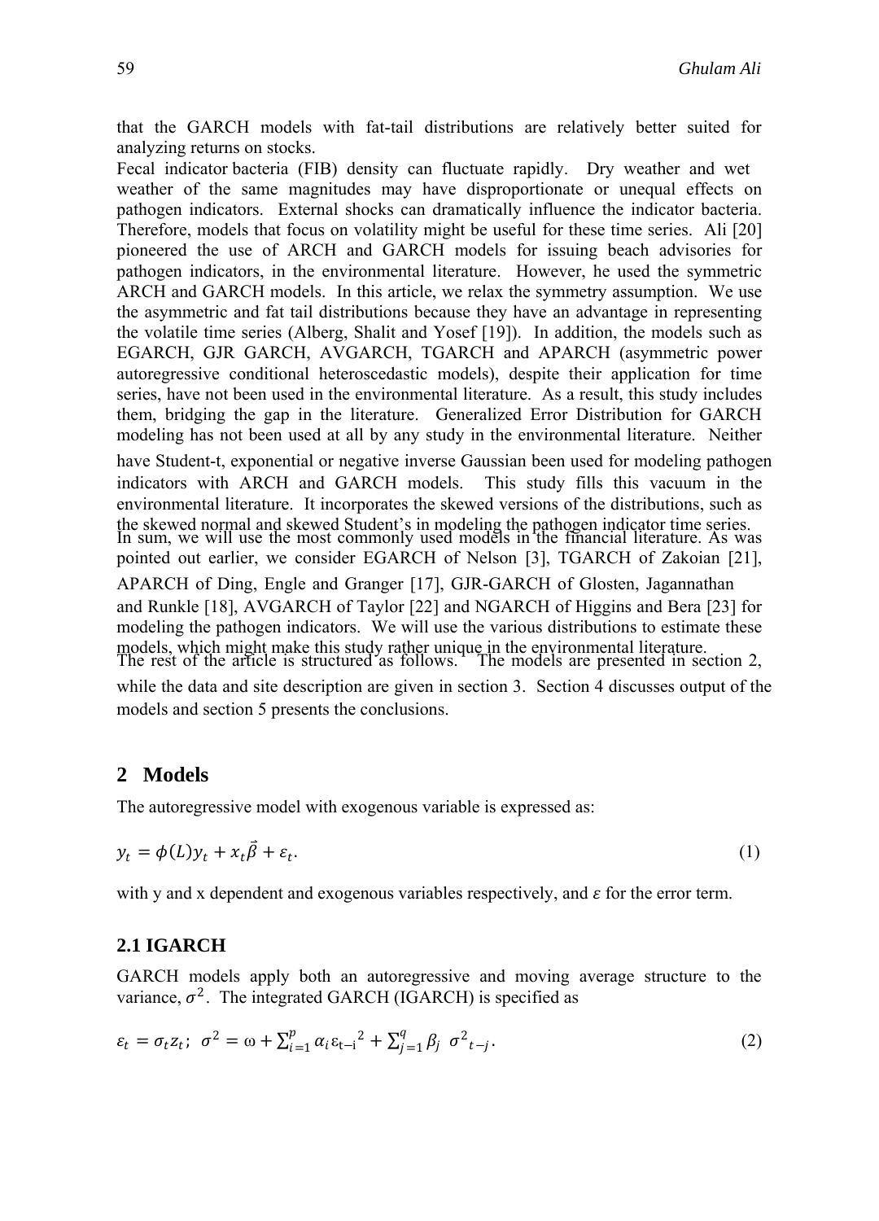that the GARCH models with fat-tail distributions are relatively better suited for analyzing returns on stocks.

Fecal indicator bacteria (FIB) density can fluctuate rapidly. Dry weather and wet weather of the same magnitudes may have disproportionate or unequal effects on pathogen indicators. External shocks can dramatically influence the indicator bacteria. Therefore, models that focus on volatility might be useful for these time series. Ali [20] pioneered the use of ARCH and GARCH models for issuing beach advisories for pathogen indicators, in the environmental literature. However, he used the symmetric ARCH and GARCH models. In this article, we relax the symmetry assumption. We use the asymmetric and fat tail distributions because they have an advantage in representing the volatile time series (Alberg, Shalit and Yosef [19]). In addition, the models such as EGARCH, GJR GARCH, AVGARCH, TGARCH and APARCH (asymmetric power autoregressive conditional heteroscedastic models), despite their application for time series, have not been used in the environmental literature. As a result, this study includes them, bridging the gap in the literature. Generalized Error Distribution for GARCH modeling has not been used at all by any study in the environmental literature. Neither have Student-t, exponential or negative inverse Gaussian been used for modeling pathogen indicators with ARCH and GARCH models. This study fills this vacuum in the environmental literature. It incorporates the skewed versions of the distributions, such as the skewed normal and skewed Student's in modeling the pathogen indicator time series.

In sum, we will use the most commonly used models in the financial literature. As was pointed out earlier, we consider EGARCH of Nelson [3], TGARCH of Zakoian [21], APARCH of Ding, Engle and Granger [17], GJR-GARCH of Glosten, Jagannathan and Runkle [18], AVGARCH of Taylor [22] and NGARCH of Higgins and Bera [23] for modeling the pathogen indicators. We will use the various distributions to estimate these models, which might make this study rather unique in the environmental literature.

The rest of the article is structured as follows. The models are presented in section 2, while the data and site description are given in section 3. Section 4 discusses output of the models and section 5 presents the conclusions.

## 2 Models

The autoregressive model with exogenous variable is expressed as:

$$y_t = \phi(L)y_t + x_t\vec{\beta} + \varepsilon_t. \tag{1}$$

with y and x dependent and exogenous variables respectively, and $\varepsilon$ for the error term.

### 2.1 IGARCH

GARCH models apply both an autoregressive and moving average structure to the variance, $\sigma^2$. The integrated GARCH (IGARCH) is specified as

$$\varepsilon_t = \sigma_t z_t;\ \ \sigma^2 = \omega + \sum_{i=1}^{p} \alpha_i \varepsilon_{t-i}{}^2 + \sum_{j=1}^{q} \beta_j\ \sigma^2{}_{t-j}. \tag{2}$$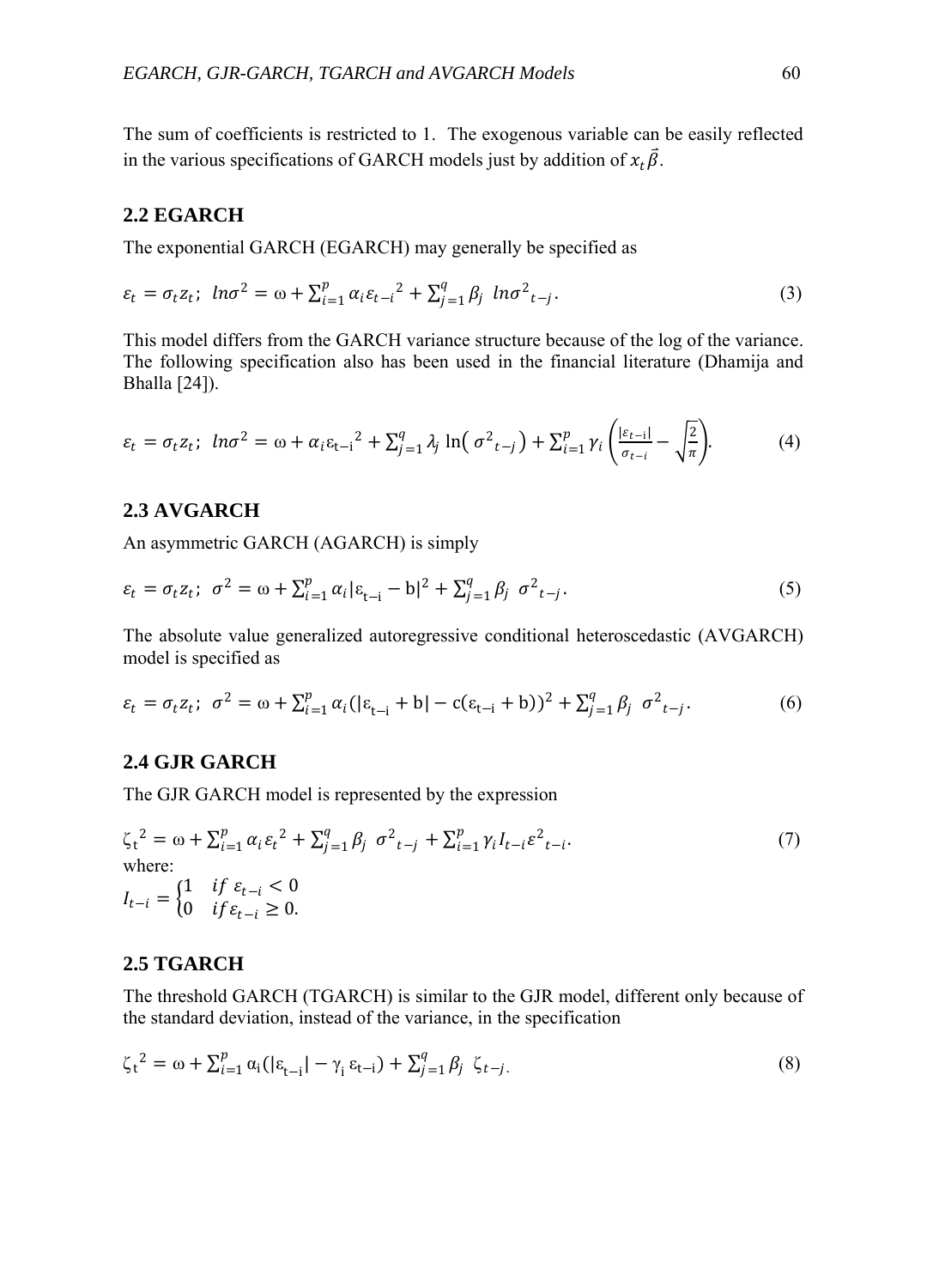The sum of coefficients is restricted to 1. The exogenous variable can be easily reflected in the various specifications of GARCH models just by addition of $x_t\vec{\beta}$.

## 2.2 EGARCH

The exponential GARCH (EGARCH) may generally be specified as

$$\varepsilon_t = \sigma_t z_t;\ \ ln\sigma^2 = \omega + \sum_{i=1}^{p} \alpha_i \varepsilon_{t-i}{}^2 + \sum_{j=1}^{q} \beta_j\ \ ln\sigma^2{}_{t-j}. \tag{3}$$

This model differs from the GARCH variance structure because of the log of the variance. The following specification also has been used in the financial literature (Dhamija and Bhalla [24]).

$$\varepsilon_t = \sigma_t z_t;\ \ ln\sigma^2 = \omega + \alpha_i \varepsilon_{t-i}{}^2 + \sum_{j=1}^{q} \lambda_j \ln\left(\sigma^2{}_{t-j}\right) + \sum_{i=1}^{p} \gamma_i \left(\frac{|\varepsilon_{t-i}|}{\sigma_{t-i}} - \sqrt{\frac{2}{\pi}}\right). \tag{4}$$

## 2.3 AVGARCH

An asymmetric GARCH (AGARCH) is simply

$$\varepsilon_t = \sigma_t z_t;\ \ \sigma^2 = \omega + \sum_{i=1}^{p} \alpha_i |\varepsilon_{t-i} - b|^2 + \sum_{j=1}^{q} \beta_j\ \ \sigma^2{}_{t-j}. \tag{5}$$

The absolute value generalized autoregressive conditional heteroscedastic (AVGARCH) model is specified as

$$\varepsilon_t = \sigma_t z_t;\ \ \sigma^2 = \omega + \sum_{i=1}^{p} \alpha_i (|\varepsilon_{t-i} + b| - c(\varepsilon_{t-i} + b))^2 + \sum_{j=1}^{q} \beta_j\ \ \sigma^2{}_{t-j}. \tag{6}$$

## 2.4 GJR GARCH

The GJR GARCH model is represented by the expression

$$\zeta_t{}^2 = \omega + \sum_{i=1}^{p} \alpha_i \varepsilon_t{}^2 + \sum_{j=1}^{q} \beta_j\ \ \sigma^2{}_{t-j} + \sum_{i=1}^{p} \gamma_i I_{t-i} \varepsilon^2{}_{t-i}. \tag{7}$$

where:

$$I_{t-i} = \begin{cases} 1 & if\ \varepsilon_{t-i} < 0 \\ 0 & if \varepsilon_{t-i} \geq 0. \end{cases}$$

## 2.5 TGARCH

The threshold GARCH (TGARCH) is similar to the GJR model, different only because of the standard deviation, instead of the variance, in the specification

$$\zeta_t{}^2 = \omega + \sum_{i=1}^{p} \alpha_i (|\varepsilon_{t-i}| - \gamma_i\, \varepsilon_{t-i}) + \sum_{j=1}^{q} \beta_j\ \ \zeta_{t-j}. \tag{8}$$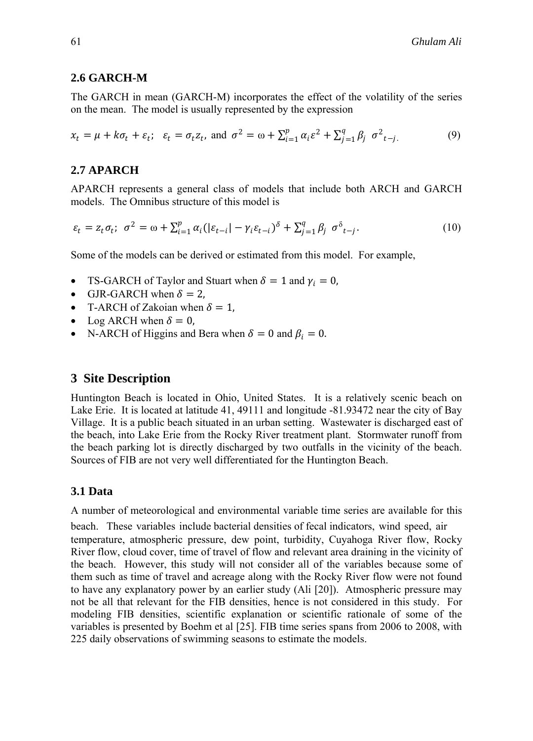### 2.6 GARCH-M

The GARCH in mean (GARCH-M) incorporates the effect of the volatility of the series on the mean. The model is usually represented by the expression

$$x_t = \mu + k\sigma_t + \varepsilon_t; \quad \varepsilon_t = \sigma_t z_t, \text{ and } \sigma^2 = \omega + \sum_{i=1}^{p} \alpha_i \varepsilon^2 + \sum_{j=1}^{q} \beta_j \ \sigma^2{}_{t-j}. \tag{9}$$

### 2.7 APARCH

APARCH represents a general class of models that include both ARCH and GARCH models. The Omnibus structure of this model is

$$\varepsilon_t = z_t \sigma_t; \ \sigma^2 = \omega + \sum_{i=1}^{p} \alpha_i (|\varepsilon_{t-i}| - \gamma_i \varepsilon_{t-i})^{\delta} + \sum_{j=1}^{q} \beta_j \ \sigma^{\delta}{}_{t-j}. \tag{10}$$

Some of the models can be derived or estimated from this model. For example,

- TS-GARCH of Taylor and Stuart when $\delta = 1$ and $\gamma_i = 0$,
- GJR-GARCH when $\delta = 2$,
- T-ARCH of Zakoian when $\delta = 1$,
- Log ARCH when $\delta = 0$,
- N-ARCH of Higgins and Bera when $\delta = 0$ and $\beta_i = 0$.

## 3 Site Description

Huntington Beach is located in Ohio, United States. It is a relatively scenic beach on Lake Erie. It is located at latitude 41, 49111 and longitude -81.93472 near the city of Bay Village. It is a public beach situated in an urban setting. Wastewater is discharged east of the beach, into Lake Erie from the Rocky River treatment plant. Stormwater runoff from the beach parking lot is directly discharged by two outfalls in the vicinity of the beach. Sources of FIB are not very well differentiated for the Huntington Beach.

### 3.1 Data

A number of meteorological and environmental variable time series are available for this beach. These variables include bacterial densities of fecal indicators, wind speed, air temperature, atmospheric pressure, dew point, turbidity, Cuyahoga River flow, Rocky River flow, cloud cover, time of travel of flow and relevant area draining in the vicinity of the beach. However, this study will not consider all of the variables because some of them such as time of travel and acreage along with the Rocky River flow were not found to have any explanatory power by an earlier study (Ali [20]). Atmospheric pressure may not be all that relevant for the FIB densities, hence is not considered in this study. For modeling FIB densities, scientific explanation or scientific rationale of some of the variables is presented by Boehm et al [25]. FIB time series spans from 2006 to 2008, with 225 daily observations of swimming seasons to estimate the models.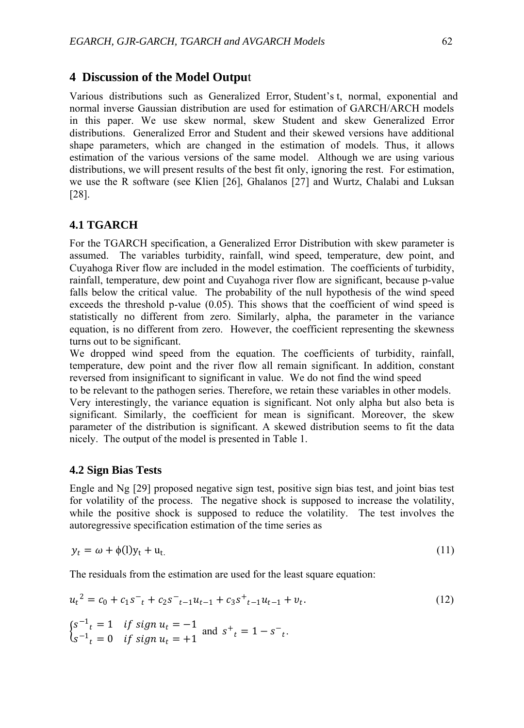## 4 Discussion of the Model Output

Various distributions such as Generalized Error, Student's t, normal, exponential and normal inverse Gaussian distribution are used for estimation of GARCH/ARCH models in this paper. We use skew normal, skew Student and skew Generalized Error distributions. Generalized Error and Student and their skewed versions have additional shape parameters, which are changed in the estimation of models. Thus, it allows estimation of the various versions of the same model. Although we are using various distributions, we will present results of the best fit only, ignoring the rest. For estimation, we use the R software (see Klien [26], Ghalanos [27] and Wurtz, Chalabi and Luksan [28].

### 4.1 TGARCH

For the TGARCH specification, a Generalized Error Distribution with skew parameter is assumed. The variables turbidity, rainfall, wind speed, temperature, dew point, and Cuyahoga River flow are included in the model estimation. The coefficients of turbidity, rainfall, temperature, dew point and Cuyahoga river flow are significant, because p-value falls below the critical value. The probability of the null hypothesis of the wind speed exceeds the threshold p-value (0.05). This shows that the coefficient of wind speed is statistically no different from zero. Similarly, alpha, the parameter in the variance equation, is no different from zero. However, the coefficient representing the skewness turns out to be significant.

We dropped wind speed from the equation. The coefficients of turbidity, rainfall, temperature, dew point and the river flow all remain significant. In addition, constant reversed from insignificant to significant in value. We do not find the wind speed to be relevant to the pathogen series. Therefore, we retain these variables in other models. Very interestingly, the variance equation is significant. Not only alpha but also beta is significant. Similarly, the coefficient for mean is significant. Moreover, the skew parameter of the distribution is significant. A skewed distribution seems to fit the data nicely. The output of the model is presented in Table 1.

### 4.2 Sign Bias Tests

Engle and Ng [29] proposed negative sign test, positive sign bias test, and joint bias test for volatility of the process. The negative shock is supposed to increase the volatility, while the positive shock is supposed to reduce the volatility. The test involves the autoregressive specification estimation of the time series as

$$y_t = \omega + \phi(\mathrm{l})\mathrm{y}_\mathrm{t} + \mathrm{u}_\mathrm{t.} \tag{11}$$

The residuals from the estimation are used for the least square equation:

$$u_t{}^2 = c_0 + c_1 s^-{}_t + c_2 s^-{}_{t-1} u_{t-1} + c_3 s^+{}_{t-1} u_{t-1} + v_t. \tag{12}$$

$$\begin{cases} s^{-1}{}_t = 1 & if\ sign\ u_t = -1 \\ s^{-1}{}_t = 0 & if\ sign\ u_t = +1 \end{cases} \text{ and } s^+{}_t = 1 - s^-{}_t.$$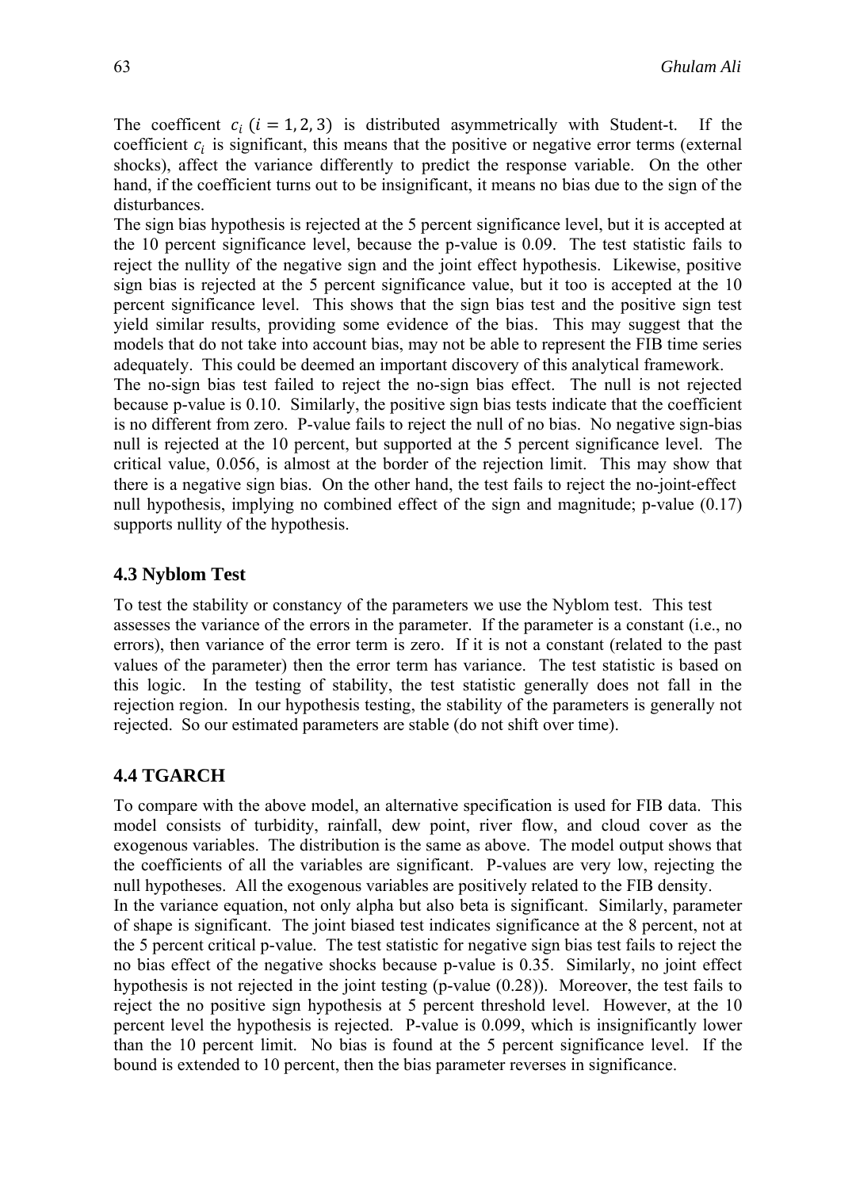The coefficent $c_i$ $(i = 1, 2, 3)$ is distributed asymmetrically with Student-t. If the coefficient $c_i$ is significant, this means that the positive or negative error terms (external shocks), affect the variance differently to predict the response variable. On the other hand, if the coefficient turns out to be insignificant, it means no bias due to the sign of the disturbances.

The sign bias hypothesis is rejected at the 5 percent significance level, but it is accepted at the 10 percent significance level, because the p-value is 0.09. The test statistic fails to reject the nullity of the negative sign and the joint effect hypothesis. Likewise, positive sign bias is rejected at the 5 percent significance value, but it too is accepted at the 10 percent significance level. This shows that the sign bias test and the positive sign test yield similar results, providing some evidence of the bias. This may suggest that the models that do not take into account bias, may not be able to represent the FIB time series adequately. This could be deemed an important discovery of this analytical framework.

The no-sign bias test failed to reject the no-sign bias effect. The null is not rejected because p-value is 0.10. Similarly, the positive sign bias tests indicate that the coefficient is no different from zero. P-value fails to reject the null of no bias. No negative sign-bias null is rejected at the 10 percent, but supported at the 5 percent significance level. The critical value, 0.056, is almost at the border of the rejection limit. This may show that there is a negative sign bias. On the other hand, the test fails to reject the no-joint-effect null hypothesis, implying no combined effect of the sign and magnitude; p-value (0.17) supports nullity of the hypothesis.

### 4.3 Nyblom Test

To test the stability or constancy of the parameters we use the Nyblom test. This test assesses the variance of the errors in the parameter. If the parameter is a constant (i.e., no errors), then variance of the error term is zero. If it is not a constant (related to the past values of the parameter) then the error term has variance. The test statistic is based on this logic. In the testing of stability, the test statistic generally does not fall in the rejection region. In our hypothesis testing, the stability of the parameters is generally not rejected. So our estimated parameters are stable (do not shift over time).

### 4.4 TGARCH

To compare with the above model, an alternative specification is used for FIB data. This model consists of turbidity, rainfall, dew point, river flow, and cloud cover as the exogenous variables. The distribution is the same as above. The model output shows that the coefficients of all the variables are significant. P-values are very low, rejecting the null hypotheses. All the exogenous variables are positively related to the FIB density.

In the variance equation, not only alpha but also beta is significant. Similarly, parameter of shape is significant. The joint biased test indicates significance at the 8 percent, not at the 5 percent critical p-value. The test statistic for negative sign bias test fails to reject the no bias effect of the negative shocks because p-value is 0.35. Similarly, no joint effect hypothesis is not rejected in the joint testing (p-value (0.28)). Moreover, the test fails to reject the no positive sign hypothesis at 5 percent threshold level. However, at the 10 percent level the hypothesis is rejected. P-value is 0.099, which is insignificantly lower than the 10 percent limit. No bias is found at the 5 percent significance level. If the bound is extended to 10 percent, then the bias parameter reverses in significance.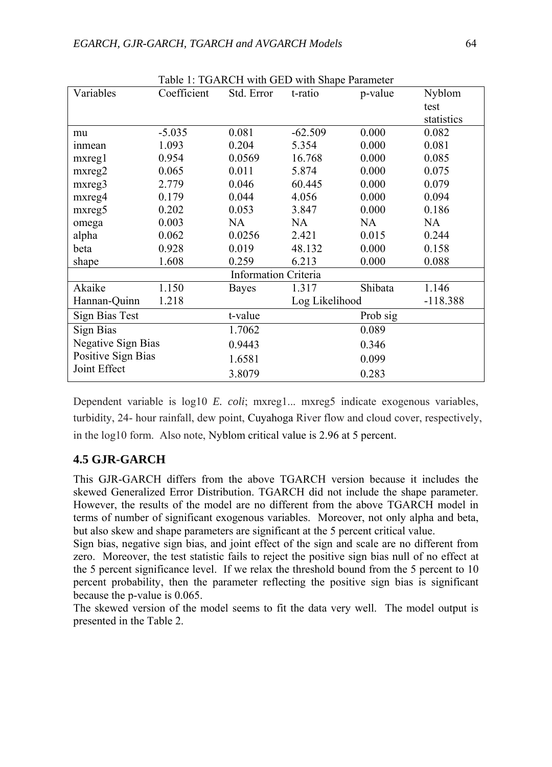Table 1: TGARCH with GED with Shape Parameter

| Variables | Coefficient | Std. Error | t-ratio | p-value | Nyblom test statistics |
|---|---|---|---|---|---|
| mu | -5.035 | 0.081 | -62.509 | 0.000 | 0.082 |
| inmean | 1.093 | 0.204 | 5.354 | 0.000 | 0.081 |
| mxreg1 | 0.954 | 0.0569 | 16.768 | 0.000 | 0.085 |
| mxreg2 | 0.065 | 0.011 | 5.874 | 0.000 | 0.075 |
| mxreg3 | 2.779 | 0.046 | 60.445 | 0.000 | 0.079 |
| mxreg4 | 0.179 | 0.044 | 4.056 | 0.000 | 0.094 |
| mxreg5 | 0.202 | 0.053 | 3.847 | 0.000 | 0.186 |
| omega | 0.003 | NA | NA | NA | NA |
| alpha | 0.062 | 0.0256 | 2.421 | 0.015 | 0.244 |
| beta | 0.928 | 0.019 | 48.132 | 0.000 | 0.158 |
| shape | 1.608 | 0.259 | 6.213 | 0.000 | 0.088 |
| Information Criteria | | | | | |
| Akaike | 1.150 | Bayes | 1.317 | Shibata | 1.146 |
| Hannan-Quinn | 1.218 | | Log Likelihood | | -118.388 |
| Sign Bias Test | | t-value | | Prob sig | |
| Sign Bias | | 1.7062 | | 0.089 | |
| Negative Sign Bias | | 0.9443 | | 0.346 | |
| Positive Sign Bias | | 1.6581 | | 0.099 | |
| Joint Effect | | 3.8079 | | 0.283 | |

Dependent variable is log10 *E. coli*; mxreg1... mxreg5 indicate exogenous variables, turbidity, 24- hour rainfall, dew point, Cuyahoga River flow and cloud cover, respectively, in the log10 form. Also note, Nyblom critical value is 2.96 at 5 percent.

### 4.5 GJR-GARCH

This GJR-GARCH differs from the above TGARCH version because it includes the skewed Generalized Error Distribution. TGARCH did not include the shape parameter. However, the results of the model are no different from the above TGARCH model in terms of number of significant exogenous variables. Moreover, not only alpha and beta, but also skew and shape parameters are significant at the 5 percent critical value.

Sign bias, negative sign bias, and joint effect of the sign and scale are no different from zero. Moreover, the test statistic fails to reject the positive sign bias null of no effect at the 5 percent significance level. If we relax the threshold bound from the 5 percent to 10 percent probability, then the parameter reflecting the positive sign bias is significant because the p-value is 0.065.

The skewed version of the model seems to fit the data very well. The model output is presented in the Table 2.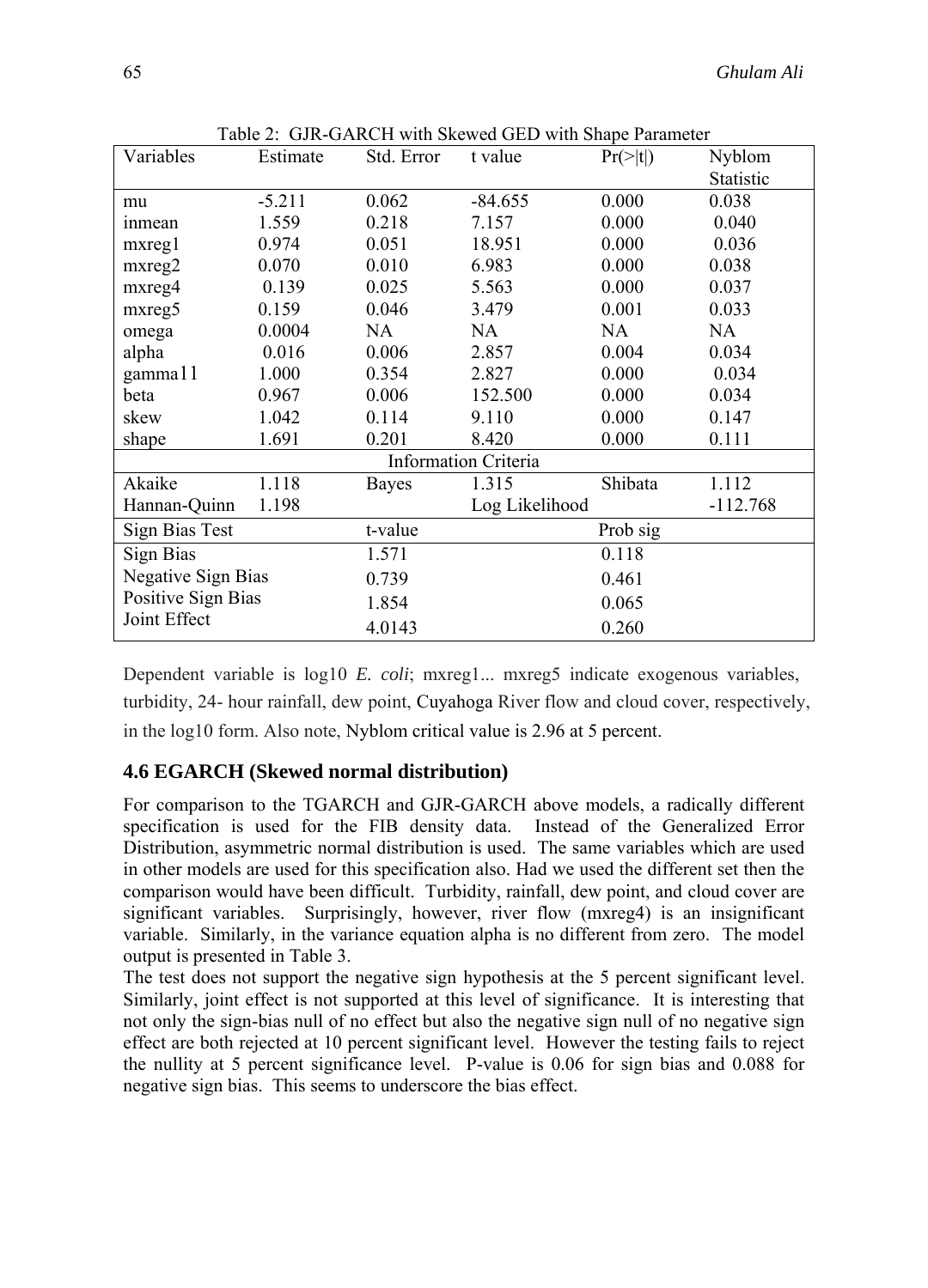Table 2: GJR-GARCH with Skewed GED with Shape Parameter

| Variables | Estimate | Std. Error | t value | Pr(>\|t\|) | Nyblom Statistic |
|---|---|---|---|---|---|
| mu | -5.211 | 0.062 | -84.655 | 0.000 | 0.038 |
| inmean | 1.559 | 0.218 | 7.157 | 0.000 | 0.040 |
| mxreg1 | 0.974 | 0.051 | 18.951 | 0.000 | 0.036 |
| mxreg2 | 0.070 | 0.010 | 6.983 | 0.000 | 0.038 |
| mxreg4 | 0.139 | 0.025 | 5.563 | 0.000 | 0.037 |
| mxreg5 | 0.159 | 0.046 | 3.479 | 0.001 | 0.033 |
| omega | 0.0004 | NA | NA | NA | NA |
| alpha | 0.016 | 0.006 | 2.857 | 0.004 | 0.034 |
| gamma11 | 1.000 | 0.354 | 2.827 | 0.000 | 0.034 |
| beta | 0.967 | 0.006 | 152.500 | 0.000 | 0.034 |
| skew | 1.042 | 0.114 | 9.110 | 0.000 | 0.147 |
| shape | 1.691 | 0.201 | 8.420 | 0.000 | 0.111 |
| Information Criteria | | | | | |
| Akaike | 1.118 | Bayes | 1.315 | Shibata | 1.112 |
| Hannan-Quinn | 1.198 | | Log Likelihood | | -112.768 |
| Sign Bias Test | | t-value | | Prob sig | |
| Sign Bias | | 1.571 | | 0.118 | |
| Negative Sign Bias | | 0.739 | | 0.461 | |
| Positive Sign Bias | | 1.854 | | 0.065 | |
| Joint Effect | | 4.0143 | | 0.260 | |

Dependent variable is log10 *E. coli*; mxreg1... mxreg5 indicate exogenous variables, turbidity, 24- hour rainfall, dew point, Cuyahoga River flow and cloud cover, respectively, in the log10 form. Also note, Nyblom critical value is 2.96 at 5 percent.

### 4.6 EGARCH (Skewed normal distribution)

For comparison to the TGARCH and GJR-GARCH above models, a radically different specification is used for the FIB density data. Instead of the Generalized Error Distribution, asymmetric normal distribution is used. The same variables which are used in other models are used for this specification also. Had we used the different set then the comparison would have been difficult. Turbidity, rainfall, dew point, and cloud cover are significant variables. Surprisingly, however, river flow (mxreg4) is an insignificant variable. Similarly, in the variance equation alpha is no different from zero. The model output is presented in Table 3.

The test does not support the negative sign hypothesis at the 5 percent significant level. Similarly, joint effect is not supported at this level of significance. It is interesting that not only the sign-bias null of no effect but also the negative sign null of no negative sign effect are both rejected at 10 percent significant level. However the testing fails to reject the nullity at 5 percent significance level. P-value is 0.06 for sign bias and 0.088 for negative sign bias. This seems to underscore the bias effect.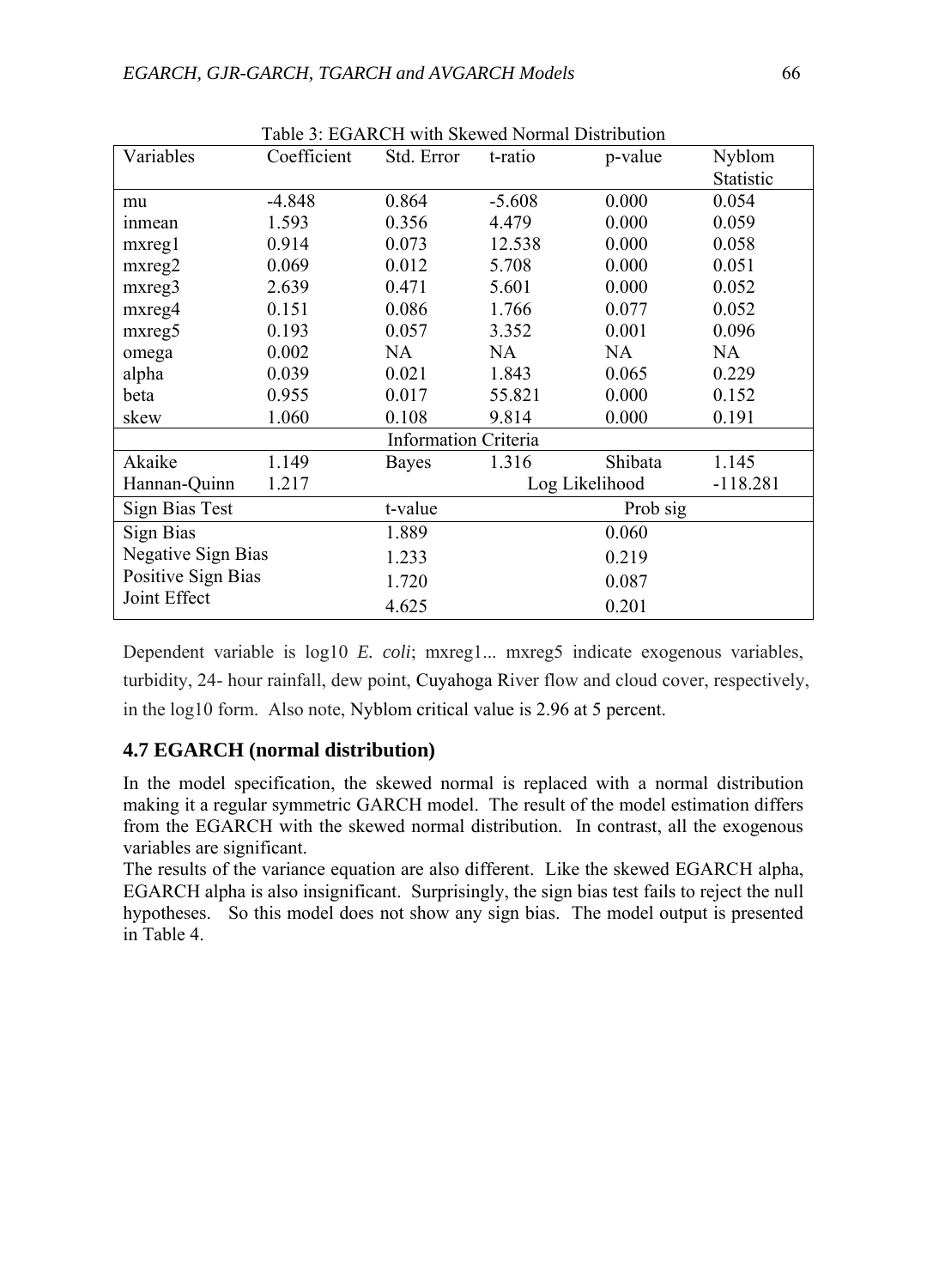Table 3: EGARCH with Skewed Normal Distribution

| Variables | Coefficient | Std. Error | t-ratio | p-value | Nyblom Statistic |
|---|---|---|---|---|---|
| mu | -4.848 | 0.864 | -5.608 | 0.000 | 0.054 |
| inmean | 1.593 | 0.356 | 4.479 | 0.000 | 0.059 |
| mxreg1 | 0.914 | 0.073 | 12.538 | 0.000 | 0.058 |
| mxreg2 | 0.069 | 0.012 | 5.708 | 0.000 | 0.051 |
| mxreg3 | 2.639 | 0.471 | 5.601 | 0.000 | 0.052 |
| mxreg4 | 0.151 | 0.086 | 1.766 | 0.077 | 0.052 |
| mxreg5 | 0.193 | 0.057 | 3.352 | 0.001 | 0.096 |
| omega | 0.002 | NA | NA | NA | NA |
| alpha | 0.039 | 0.021 | 1.843 | 0.065 | 0.229 |
| beta | 0.955 | 0.017 | 55.821 | 0.000 | 0.152 |
| skew | 1.060 | 0.108 | 9.814 | 0.000 | 0.191 |
| | | Information Criteria | | | |
| Akaike | 1.149 | Bayes | 1.316 | Shibata | 1.145 |
| Hannan-Quinn | 1.217 | | Log Likelihood | | -118.281 |
| Sign Bias Test | | t-value | | Prob sig | |
| Sign Bias | | 1.889 | | 0.060 | |
| Negative Sign Bias | | 1.233 | | 0.219 | |
| Positive Sign Bias | | 1.720 | | 0.087 | |
| Joint Effect | | 4.625 | | 0.201 | |

Dependent variable is log10 *E. coli*; mxreg1... mxreg5 indicate exogenous variables, turbidity, 24- hour rainfall, dew point, Cuyahoga River flow and cloud cover, respectively, in the log10 form. Also note, Nyblom critical value is 2.96 at 5 percent.

### 4.7 EGARCH (normal distribution)

In the model specification, the skewed normal is replaced with a normal distribution making it a regular symmetric GARCH model. The result of the model estimation differs from the EGARCH with the skewed normal distribution. In contrast, all the exogenous variables are significant.

The results of the variance equation are also different. Like the skewed EGARCH alpha, EGARCH alpha is also insignificant. Surprisingly, the sign bias test fails to reject the null hypotheses. So this model does not show any sign bias. The model output is presented in Table 4.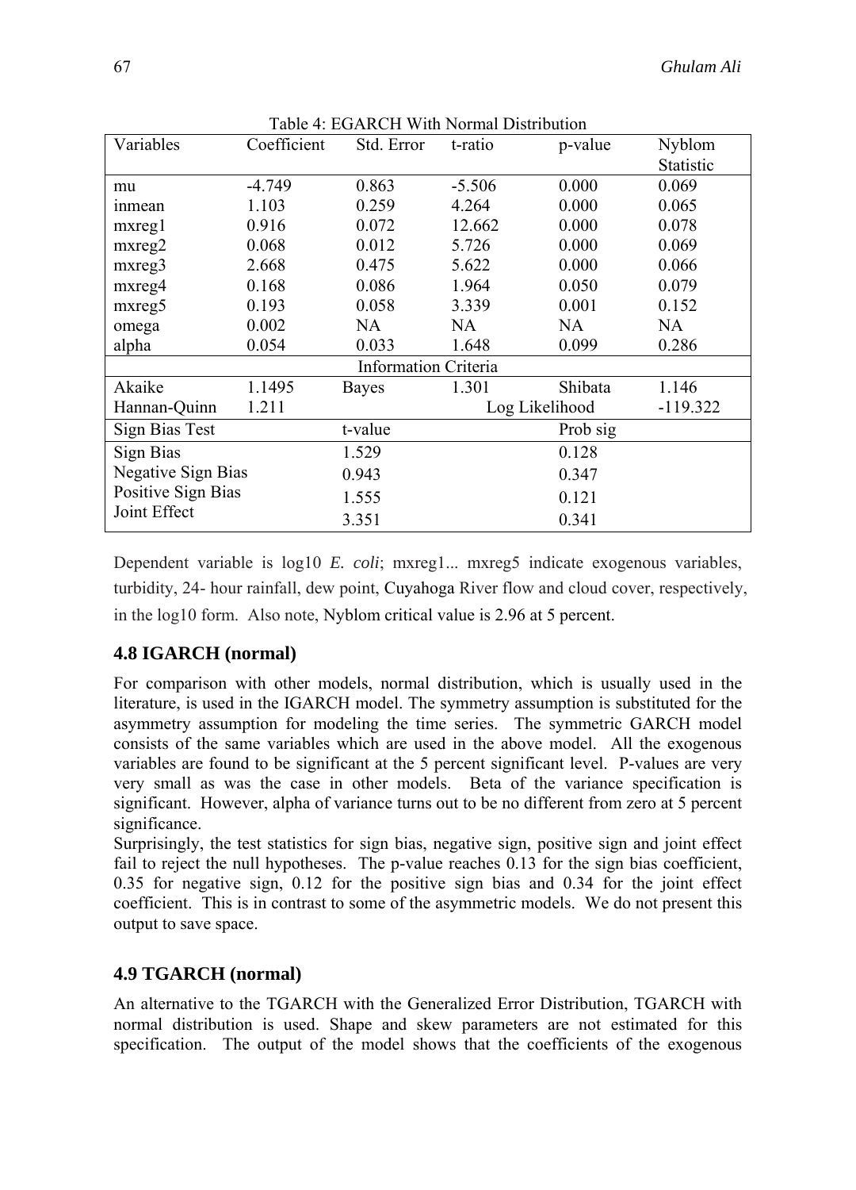Table 4: EGARCH With Normal Distribution

| Variables | Coefficient | Std. Error | t-ratio | p-value | Nyblom Statistic |
|---|---|---|---|---|---|
| mu | -4.749 | 0.863 | -5.506 | 0.000 | 0.069 |
| inmean | 1.103 | 0.259 | 4.264 | 0.000 | 0.065 |
| mxreg1 | 0.916 | 0.072 | 12.662 | 0.000 | 0.078 |
| mxreg2 | 0.068 | 0.012 | 5.726 | 0.000 | 0.069 |
| mxreg3 | 2.668 | 0.475 | 5.622 | 0.000 | 0.066 |
| mxreg4 | 0.168 | 0.086 | 1.964 | 0.050 | 0.079 |
| mxreg5 | 0.193 | 0.058 | 3.339 | 0.001 | 0.152 |
| omega | 0.002 | NA | NA | NA | NA |
| alpha | 0.054 | 0.033 | 1.648 | 0.099 | 0.286 |
| Information Criteria | | | | | |
| Akaike | 1.1495 | Bayes | 1.301 | Shibata | 1.146 |
| Hannan-Quinn | 1.211 | | Log Likelihood | | -119.322 |
| Sign Bias Test | | t-value | | Prob sig | |
| Sign Bias | | 1.529 | | 0.128 | |
| Negative Sign Bias | | 0.943 | | 0.347 | |
| Positive Sign Bias | | 1.555 | | 0.121 | |
| Joint Effect | | 3.351 | | 0.341 | |

Dependent variable is log10 *E. coli*; mxreg1... mxreg5 indicate exogenous variables, turbidity, 24- hour rainfall, dew point, Cuyahoga River flow and cloud cover, respectively, in the log10 form. Also note, Nyblom critical value is 2.96 at 5 percent.

## 4.8 IGARCH (normal)

For comparison with other models, normal distribution, which is usually used in the literature, is used in the IGARCH model. The symmetry assumption is substituted for the asymmetry assumption for modeling the time series. The symmetric GARCH model consists of the same variables which are used in the above model. All the exogenous variables are found to be significant at the 5 percent significant level. P-values are very very small as was the case in other models. Beta of the variance specification is significant. However, alpha of variance turns out to be no different from zero at 5 percent significance.

Surprisingly, the test statistics for sign bias, negative sign, positive sign and joint effect fail to reject the null hypotheses. The p-value reaches 0.13 for the sign bias coefficient, 0.35 for negative sign, 0.12 for the positive sign bias and 0.34 for the joint effect coefficient. This is in contrast to some of the asymmetric models. We do not present this output to save space.

## 4.9 TGARCH (normal)

An alternative to the TGARCH with the Generalized Error Distribution, TGARCH with normal distribution is used. Shape and skew parameters are not estimated for this specification. The output of the model shows that the coefficients of the exogenous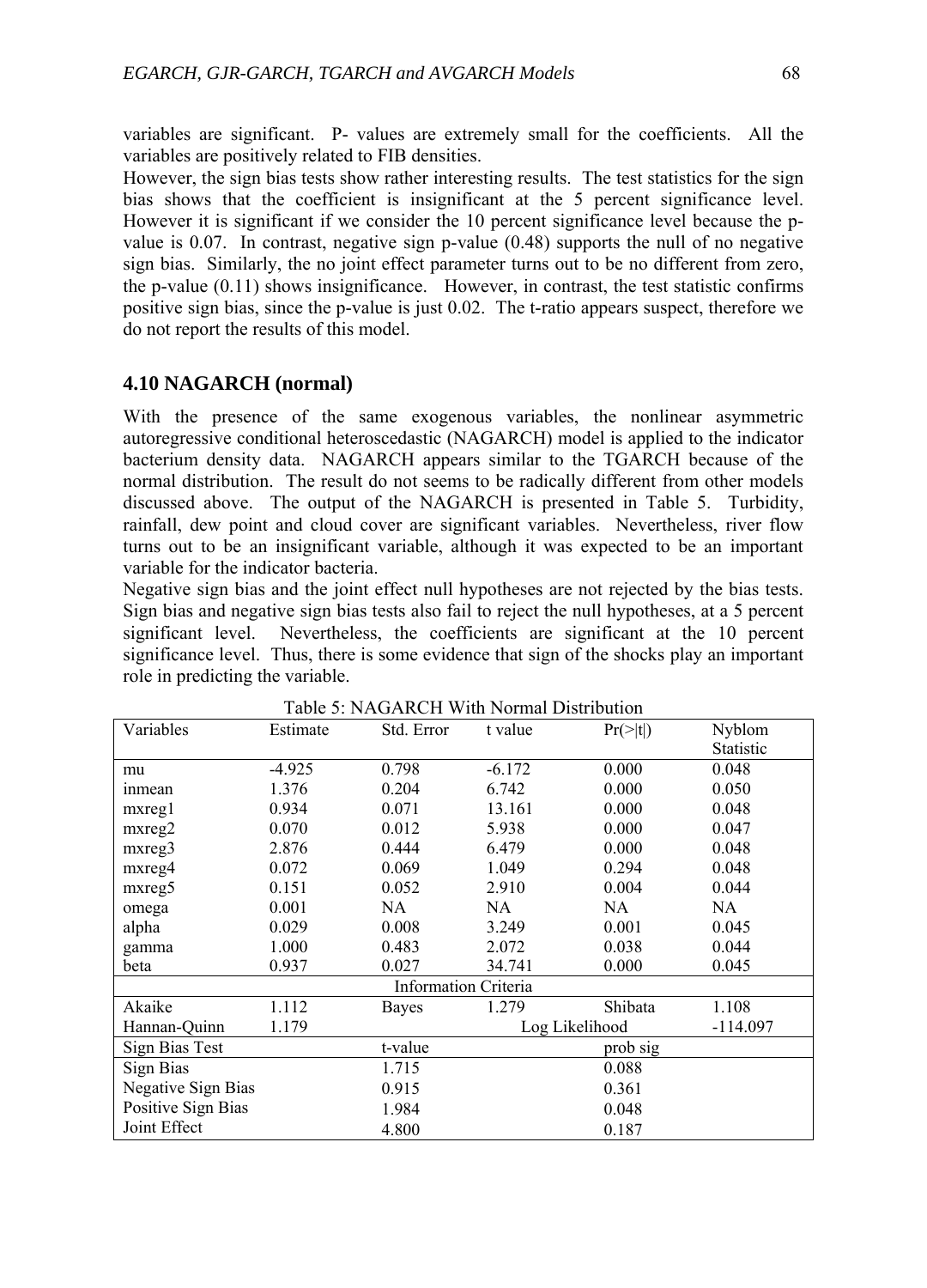variables are significant. P- values are extremely small for the coefficients. All the variables are positively related to FIB densities.

However, the sign bias tests show rather interesting results. The test statistics for the sign bias shows that the coefficient is insignificant at the 5 percent significance level. However it is significant if we consider the 10 percent significance level because the p-value is 0.07. In contrast, negative sign p-value (0.48) supports the null of no negative sign bias. Similarly, the no joint effect parameter turns out to be no different from zero, the p-value (0.11) shows insignificance. However, in contrast, the test statistic confirms positive sign bias, since the p-value is just 0.02. The t-ratio appears suspect, therefore we do not report the results of this model.

### 4.10 NAGARCH (normal)

With the presence of the same exogenous variables, the nonlinear asymmetric autoregressive conditional heteroscedastic (NAGARCH) model is applied to the indicator bacterium density data. NAGARCH appears similar to the TGARCH because of the normal distribution. The result do not seems to be radically different from other models discussed above. The output of the NAGARCH is presented in Table 5. Turbidity, rainfall, dew point and cloud cover are significant variables. Nevertheless, river flow turns out to be an insignificant variable, although it was expected to be an important variable for the indicator bacteria.

Negative sign bias and the joint effect null hypotheses are not rejected by the bias tests. Sign bias and negative sign bias tests also fail to reject the null hypotheses, at a 5 percent significant level. Nevertheless, the coefficients are significant at the 10 percent significance level. Thus, there is some evidence that sign of the shocks play an important role in predicting the variable.

Table 5: NAGARCH With Normal Distribution

| Variables | Estimate | Std. Error | t value | Pr(>\|t\|) | Nyblom Statistic |
|---|---|---|---|---|---|
| mu | -4.925 | 0.798 | -6.172 | 0.000 | 0.048 |
| inmean | 1.376 | 0.204 | 6.742 | 0.000 | 0.050 |
| mxreg1 | 0.934 | 0.071 | 13.161 | 0.000 | 0.048 |
| mxreg2 | 0.070 | 0.012 | 5.938 | 0.000 | 0.047 |
| mxreg3 | 2.876 | 0.444 | 6.479 | 0.000 | 0.048 |
| mxreg4 | 0.072 | 0.069 | 1.049 | 0.294 | 0.048 |
| mxreg5 | 0.151 | 0.052 | 2.910 | 0.004 | 0.044 |
| omega | 0.001 | NA | NA | NA | NA |
| alpha | 0.029 | 0.008 | 3.249 | 0.001 | 0.045 |
| gamma | 1.000 | 0.483 | 2.072 | 0.038 | 0.044 |
| beta | 0.937 | 0.027 | 34.741 | 0.000 | 0.045 |
| Information Criteria | | | | | |
| Akaike | 1.112 | Bayes | 1.279 | Shibata | 1.108 |
| Hannan-Quinn | 1.179 | | Log Likelihood | | -114.097 |
| Sign Bias Test | | t-value | | prob sig | |
| Sign Bias | | 1.715 | | 0.088 | |
| Negative Sign Bias | | 0.915 | | 0.361 | |
| Positive Sign Bias | | 1.984 | | 0.048 | |
| Joint Effect | | 4.800 | | 0.187 | |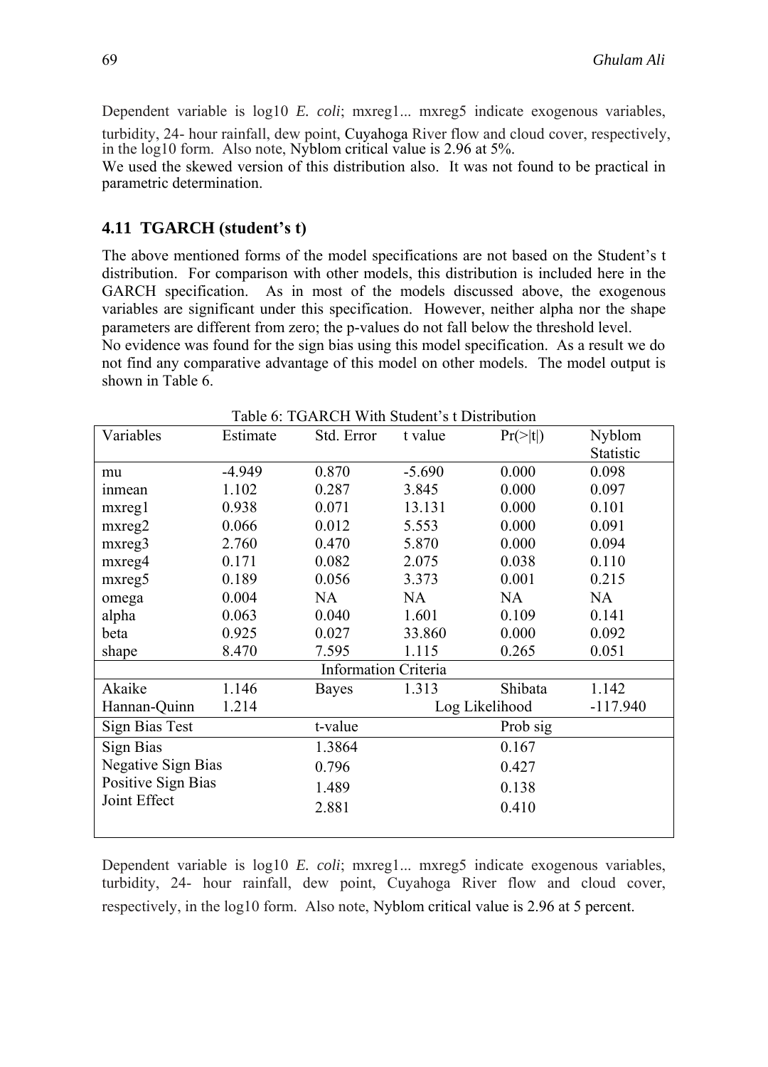Dependent variable is log10 *E. coli*; mxreg1... mxreg5 indicate exogenous variables, turbidity, 24- hour rainfall, dew point, Cuyahoga River flow and cloud cover, respectively, in the log10 form. Also note, Nyblom critical value is 2.96 at 5%.

We used the skewed version of this distribution also. It was not found to be practical in parametric determination.

## 4.11 TGARCH (student's t)

The above mentioned forms of the model specifications are not based on the Student's t distribution. For comparison with other models, this distribution is included here in the GARCH specification. As in most of the models discussed above, the exogenous variables are significant under this specification. However, neither alpha nor the shape parameters are different from zero; the p-values do not fall below the threshold level.

No evidence was found for the sign bias using this model specification. As a result we do not find any comparative advantage of this model on other models. The model output is shown in Table 6.

Table 6: TGARCH With Student's t Distribution

| Variables | Estimate | Std. Error | t value | Pr(>\|t\|) | Nyblom Statistic |
|---|---|---|---|---|---|
| mu | -4.949 | 0.870 | -5.690 | 0.000 | 0.098 |
| inmean | 1.102 | 0.287 | 3.845 | 0.000 | 0.097 |
| mxreg1 | 0.938 | 0.071 | 13.131 | 0.000 | 0.101 |
| mxreg2 | 0.066 | 0.012 | 5.553 | 0.000 | 0.091 |
| mxreg3 | 2.760 | 0.470 | 5.870 | 0.000 | 0.094 |
| mxreg4 | 0.171 | 0.082 | 2.075 | 0.038 | 0.110 |
| mxreg5 | 0.189 | 0.056 | 3.373 | 0.001 | 0.215 |
| omega | 0.004 | NA | NA | NA | NA |
| alpha | 0.063 | 0.040 | 1.601 | 0.109 | 0.141 |
| beta | 0.925 | 0.027 | 33.860 | 0.000 | 0.092 |
| shape | 8.470 | 7.595 | 1.115 | 0.265 | 0.051 |
| | | Information Criteria | | | |
| Akaike | 1.146 | Bayes | 1.313 | Shibata | 1.142 |
| Hannan-Quinn | 1.214 | | Log Likelihood | | -117.940 |
| Sign Bias Test | | t-value | | Prob sig | |
| Sign Bias | | 1.3864 | | 0.167 | |
| Negative Sign Bias | | 0.796 | | 0.427 | |
| Positive Sign Bias | | 1.489 | | 0.138 | |
| Joint Effect | | 2.881 | | 0.410 | |

Dependent variable is log10 *E. coli*; mxreg1... mxreg5 indicate exogenous variables, turbidity, 24- hour rainfall, dew point, Cuyahoga River flow and cloud cover, respectively, in the log10 form. Also note, Nyblom critical value is 2.96 at 5 percent.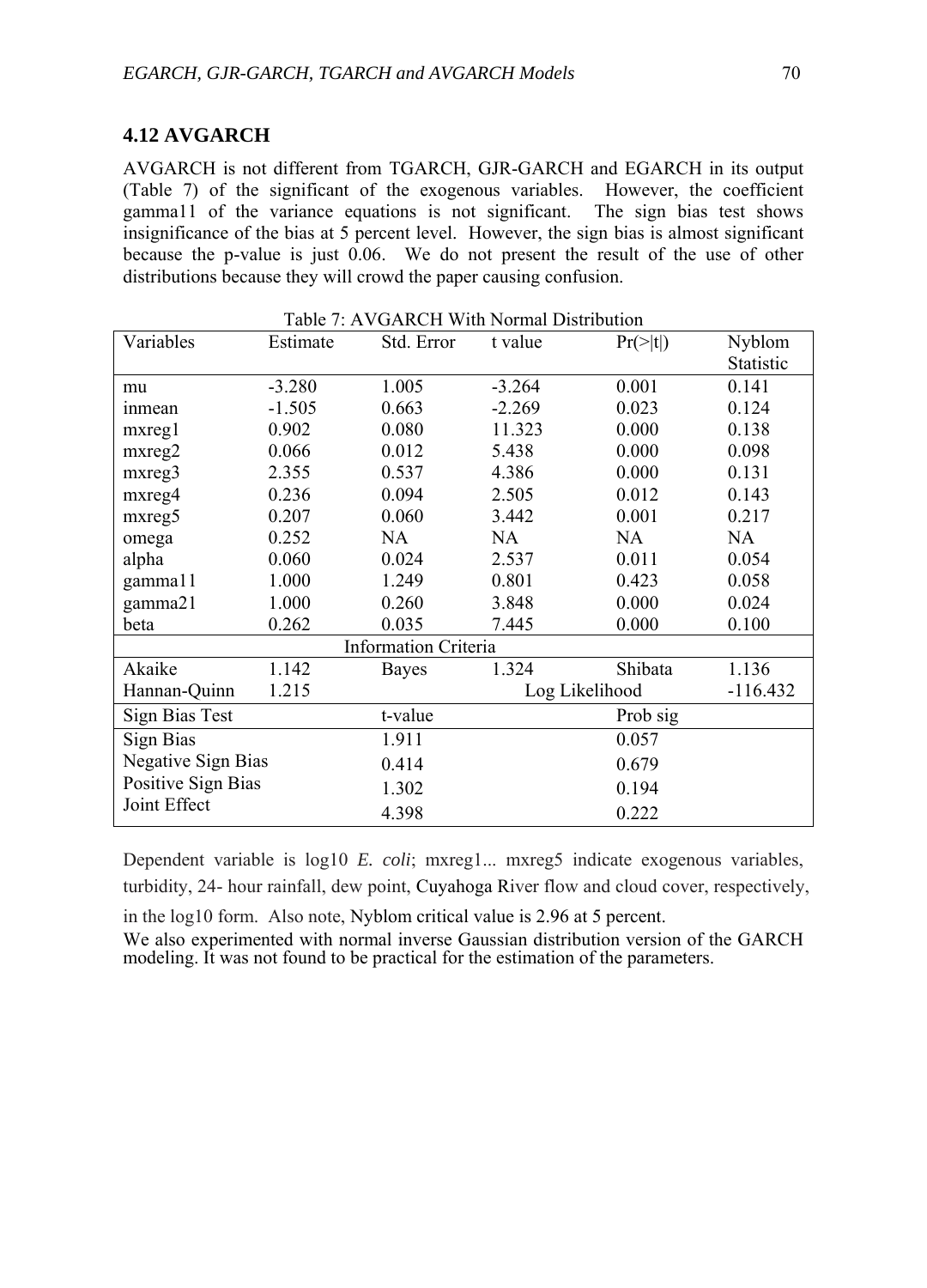## 4.12 AVGARCH

AVGARCH is not different from TGARCH, GJR-GARCH and EGARCH in its output (Table 7) of the significant of the exogenous variables. However, the coefficient gamma11 of the variance equations is not significant. The sign bias test shows insignificance of the bias at 5 percent level. However, the sign bias is almost significant because the p-value is just 0.06. We do not present the result of the use of other distributions because they will crowd the paper causing confusion.

Table 7: AVGARCH With Normal Distribution

| Variables | Estimate | Std. Error | t value | Pr(>\|t\|) | Nyblom Statistic |
|---|---|---|---|---|---|
| mu | -3.280 | 1.005 | -3.264 | 0.001 | 0.141 |
| inmean | -1.505 | 0.663 | -2.269 | 0.023 | 0.124 |
| mxreg1 | 0.902 | 0.080 | 11.323 | 0.000 | 0.138 |
| mxreg2 | 0.066 | 0.012 | 5.438 | 0.000 | 0.098 |
| mxreg3 | 2.355 | 0.537 | 4.386 | 0.000 | 0.131 |
| mxreg4 | 0.236 | 0.094 | 2.505 | 0.012 | 0.143 |
| mxreg5 | 0.207 | 0.060 | 3.442 | 0.001 | 0.217 |
| omega | 0.252 | NA | NA | NA | NA |
| alpha | 0.060 | 0.024 | 2.537 | 0.011 | 0.054 |
| gamma11 | 1.000 | 1.249 | 0.801 | 0.423 | 0.058 |
| gamma21 | 1.000 | 0.260 | 3.848 | 0.000 | 0.024 |
| beta | 0.262 | 0.035 | 7.445 | 0.000 | 0.100 |
| | | Information Criteria | | | |
| Akaike | 1.142 | Bayes | 1.324 | Shibata | 1.136 |
| Hannan-Quinn | 1.215 | | Log Likelihood | | -116.432 |
| Sign Bias Test | | t-value | | Prob sig | |
| Sign Bias | | 1.911 | | 0.057 | |
| Negative Sign Bias | | 0.414 | | 0.679 | |
| Positive Sign Bias | | 1.302 | | 0.194 | |
| Joint Effect | | 4.398 | | 0.222 | |

Dependent variable is log10 *E. coli*; mxreg1... mxreg5 indicate exogenous variables, turbidity, 24- hour rainfall, dew point, Cuyahoga River flow and cloud cover, respectively, in the log10 form. Also note, Nyblom critical value is 2.96 at 5 percent.

We also experimented with normal inverse Gaussian distribution version of the GARCH modeling. It was not found to be practical for the estimation of the parameters.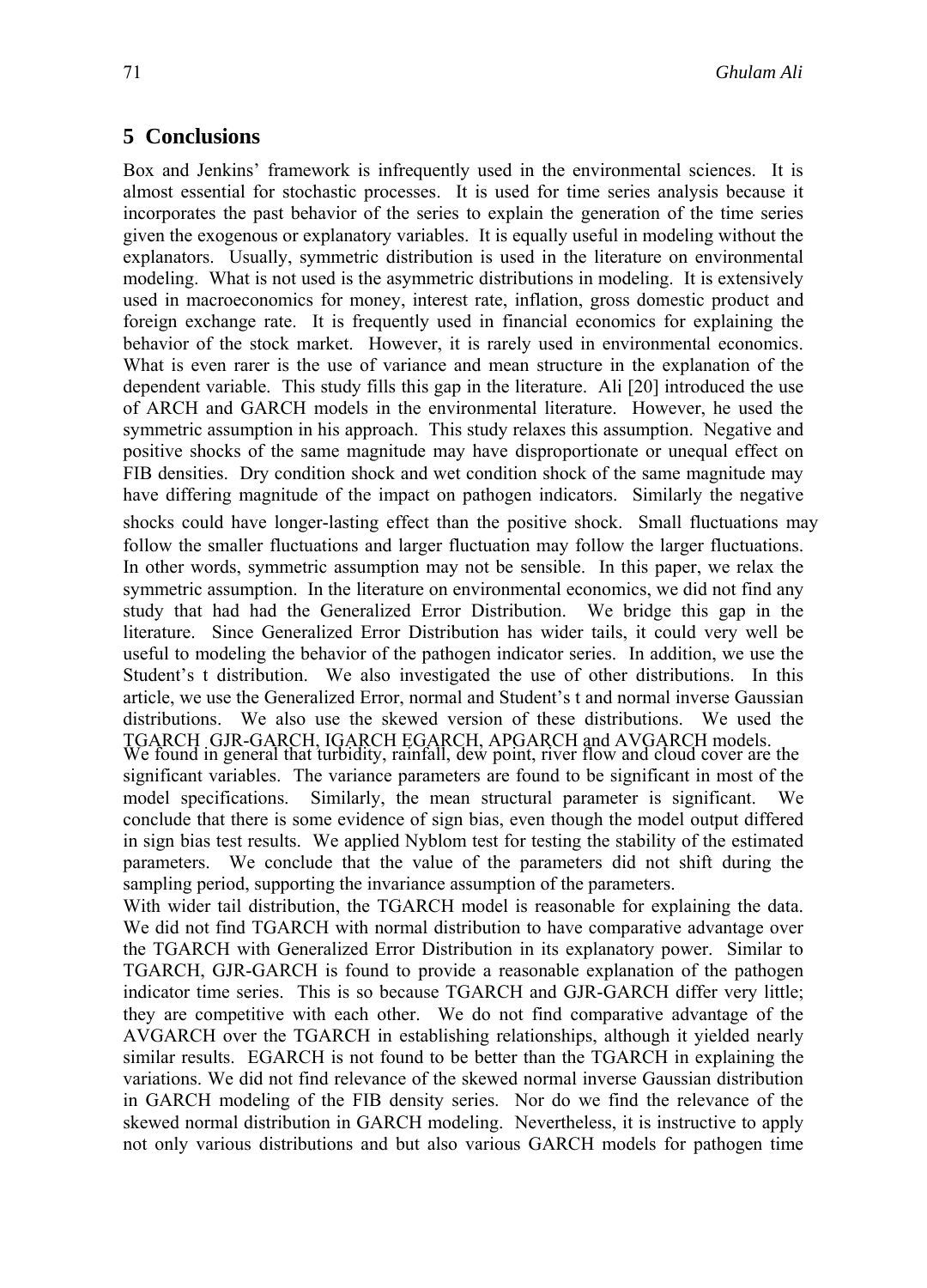## 5 Conclusions

Box and Jenkins' framework is infrequently used in the environmental sciences. It is almost essential for stochastic processes. It is used for time series analysis because it incorporates the past behavior of the series to explain the generation of the time series given the exogenous or explanatory variables. It is equally useful in modeling without the explanators. Usually, symmetric distribution is used in the literature on environmental modeling. What is not used is the asymmetric distributions in modeling. It is extensively used in macroeconomics for money, interest rate, inflation, gross domestic product and foreign exchange rate. It is frequently used in financial economics for explaining the behavior of the stock market. However, it is rarely used in environmental economics. What is even rarer is the use of variance and mean structure in the explanation of the dependent variable. This study fills this gap in the literature. Ali [20] introduced the use of ARCH and GARCH models in the environmental literature. However, he used the symmetric assumption in his approach. This study relaxes this assumption. Negative and positive shocks of the same magnitude may have disproportionate or unequal effect on FIB densities. Dry condition shock and wet condition shock of the same magnitude may have differing magnitude of the impact on pathogen indicators. Similarly the negative shocks could have longer-lasting effect than the positive shock. Small fluctuations may follow the smaller fluctuations and larger fluctuation may follow the larger fluctuations. In other words, symmetric assumption may not be sensible. In this paper, we relax the symmetric assumption. In the literature on environmental economics, we did not find any study that had had the Generalized Error Distribution. We bridge this gap in the literature. Since Generalized Error Distribution has wider tails, it could very well be useful to modeling the behavior of the pathogen indicator series. In addition, we use the Student's t distribution. We also investigated the use of other distributions. In this article, we use the Generalized Error, normal and Student's t and normal inverse Gaussian distributions. We also use the skewed version of these distributions. We used the TGARCH GJR-GARCH, IGARCH EGARCH, APGARCH and AVGARCH models.

We found in general that turbidity, rainfall, dew point, river flow and cloud cover are the significant variables. The variance parameters are found to be significant in most of the model specifications. Similarly, the mean structural parameter is significant. We conclude that there is some evidence of sign bias, even though the model output differed in sign bias test results. We applied Nyblom test for testing the stability of the estimated parameters. We conclude that the value of the parameters did not shift during the sampling period, supporting the invariance assumption of the parameters.

With wider tail distribution, the TGARCH model is reasonable for explaining the data. We did not find TGARCH with normal distribution to have comparative advantage over the TGARCH with Generalized Error Distribution in its explanatory power. Similar to TGARCH, GJR-GARCH is found to provide a reasonable explanation of the pathogen indicator time series. This is so because TGARCH and GJR-GARCH differ very little; they are competitive with each other. We do not find comparative advantage of the AVGARCH over the TGARCH in establishing relationships, although it yielded nearly similar results. EGARCH is not found to be better than the TGARCH in explaining the variations. We did not find relevance of the skewed normal inverse Gaussian distribution in GARCH modeling of the FIB density series. Nor do we find the relevance of the skewed normal distribution in GARCH modeling. Nevertheless, it is instructive to apply not only various distributions and but also various GARCH models for pathogen time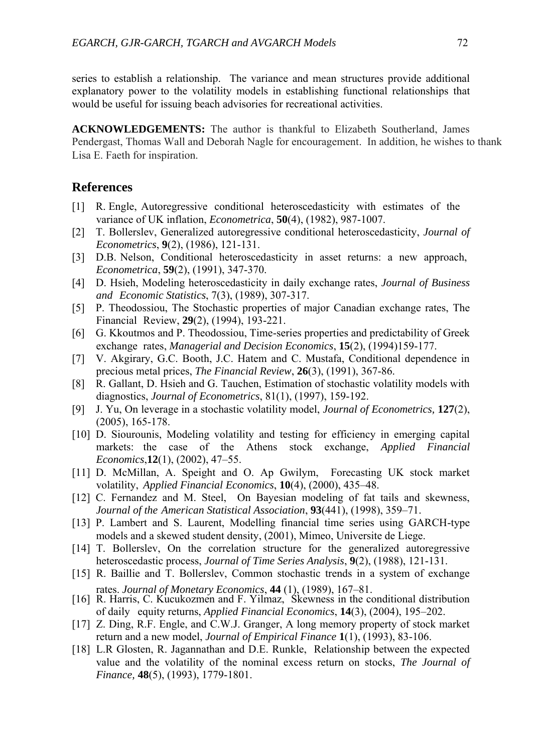series to establish a relationship. The variance and mean structures provide additional explanatory power to the volatility models in establishing functional relationships that would be useful for issuing beach advisories for recreational activities.

**ACKNOWLEDGEMENTS:** The author is thankful to Elizabeth Southerland, James Pendergast, Thomas Wall and Deborah Nagle for encouragement. In addition, he wishes to thank Lisa E. Faeth for inspiration.

## References

[1] R. Engle, Autoregressive conditional heteroscedasticity with estimates of the variance of UK inflation, *Econometrica*, **50**(4), (1982), 987-1007.

[2] T. Bollerslev, Generalized autoregressive conditional heteroscedasticity, *Journal of Econometrics*, **9**(2), (1986), 121-131.

[3] D.B. Nelson, Conditional heteroscedasticity in asset returns: a new approach, *Econometrica*, **59**(2), (1991), 347-370.

[4] D. Hsieh, Modeling heteroscedasticity in daily exchange rates, *Journal of Business and Economic Statistics*, 7(3), (1989), 307-317.

[5] P. Theodossiou, The Stochastic properties of major Canadian exchange rates, The Financial Review, **29**(2), (1994), 193-221.

[6] G. Kkoutmos and P. Theodossiou, Time-series properties and predictability of Greek exchange rates, *Managerial and Decision Economics*, **15**(2), (1994)159-177.

[7] V. Akgirary, G.C. Booth, J.C. Hatem and C. Mustafa, Conditional dependence in precious metal prices, *The Financial Review*, **26**(3), (1991), 367-86.

[8] R. Gallant, D. Hsieh and G. Tauchen, Estimation of stochastic volatility models with diagnostics, *Journal of Econometrics*, 81(1), (1997), 159-192.

[9] J. Yu, On leverage in a stochastic volatility model, *Journal of Econometrics,* **127**(2), (2005), 165-178.

[10] D. Siourounis, Modeling volatility and testing for efficiency in emerging capital markets: the case of the Athens stock exchange, *Applied Financial Economics*,**12**(1), (2002), 47–55.

[11] D. McMillan, A. Speight and O. Ap Gwilym, Forecasting UK stock market volatility, *Applied Financial Economics*, **10**(4), (2000), 435–48.

[12] C. Fernandez and M. Steel, On Bayesian modeling of fat tails and skewness, *Journal of the American Statistical Association*, **93**(441), (1998), 359–71.

[13] P. Lambert and S. Laurent, Modelling financial time series using GARCH-type models and a skewed student density, (2001), Mimeo, Universite de Liege.

[14] T. Bollerslev, On the correlation structure for the generalized autoregressive heteroscedastic process, *Journal of Time Series Analysis*, **9**(2), (1988), 121-131.

[15] R. Baillie and T. Bollerslev, Common stochastic trends in a system of exchange rates. *Journal of Monetary Economics*, **44** (1), (1989), 167–81.

[16] R. Harris, C. Kucukozmen and F. Yilmaz, Skewness in the conditional distribution of daily equity returns, *Applied Financial Economics*, **14**(3), (2004), 195–202.

[17] Z. Ding, R.F. Engle, and C.W.J. Granger, A long memory property of stock market return and a new model, *Journal of Empirical Finance* **1**(1), (1993), 83-106.

[18] L.R Glosten, R. Jagannathan and D.E. Runkle, Relationship between the expected value and the volatility of the nominal excess return on stocks, *The Journal of Finance,* **48**(5), (1993), 1779-1801.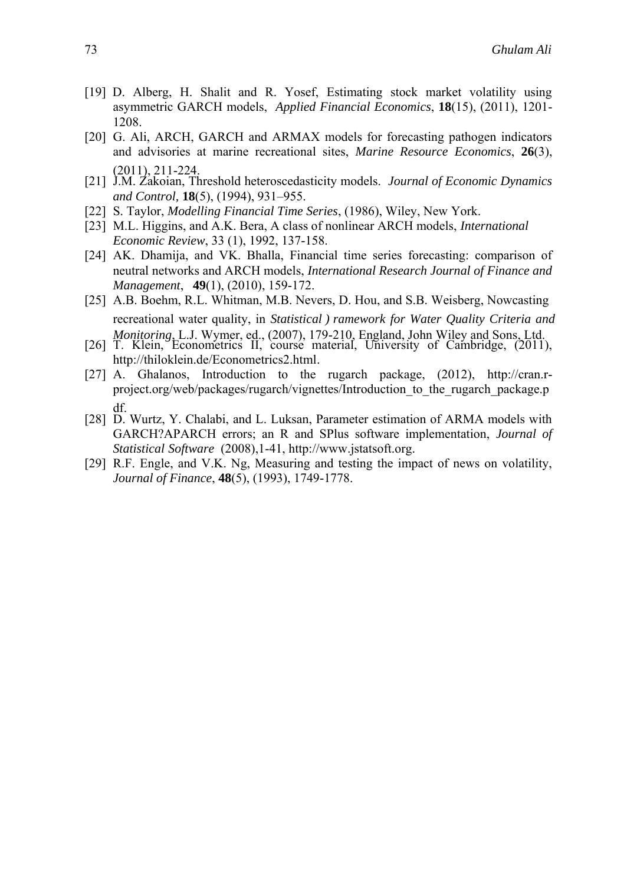[19] D. Alberg, H. Shalit and R. Yosef, Estimating stock market volatility using asymmetric GARCH models, *Applied Financial Economics*, **18**(15), (2011), 1201-1208.

[20] G. Ali, ARCH, GARCH and ARMAX models for forecasting pathogen indicators and advisories at marine recreational sites, *Marine Resource Economics*, **26**(3), (2011), 211-224.

[21] J.M. Zakoian, Threshold heteroscedasticity models. *Journal of Economic Dynamics and Control,* **18**(5), (1994), 931–955.

[22] S. Taylor, *Modelling Financial Time Series*, (1986), Wiley, New York.

[23] M.L. Higgins, and A.K. Bera, A class of nonlinear ARCH models, *International Economic Review*, 33 (1), 1992, 137-158.

[24] AK. Dhamija, and VK. Bhalla, Financial time series forecasting: comparison of neutral networks and ARCH models, *International Research Journal of Finance and Management*, **49**(1), (2010), 159-172.

[25] A.B. Boehm, R.L. Whitman, M.B. Nevers, D. Hou, and S.B. Weisberg, Nowcasting recreational water quality, in *Statistical ) ramework for Water Quality Criteria and Monitoring*, L.J. Wymer, ed., (2007), 179-210, England, John Wiley and Sons, Ltd.

[26] T. Klein, Econometrics II, course material, University of Cambridge, (2011), http://thiloklein.de/Econometrics2.html.

[27] A. Ghalanos, Introduction to the rugarch package, (2012), http://cran.r-project.org/web/packages/rugarch/vignettes/Introduction_to_the_rugarch_package.pdf.

[28] D. Wurtz, Y. Chalabi, and L. Luksan, Parameter estimation of ARMA models with GARCH?APARCH errors; an R and SPlus software implementation, *Journal of Statistical Software* (2008),1-41, http://www.jstatsoft.org.

[29] R.F. Engle, and V.K. Ng, Measuring and testing the impact of news on volatility, *Journal of Finance*, **48**(5), (1993), 1749-1778.